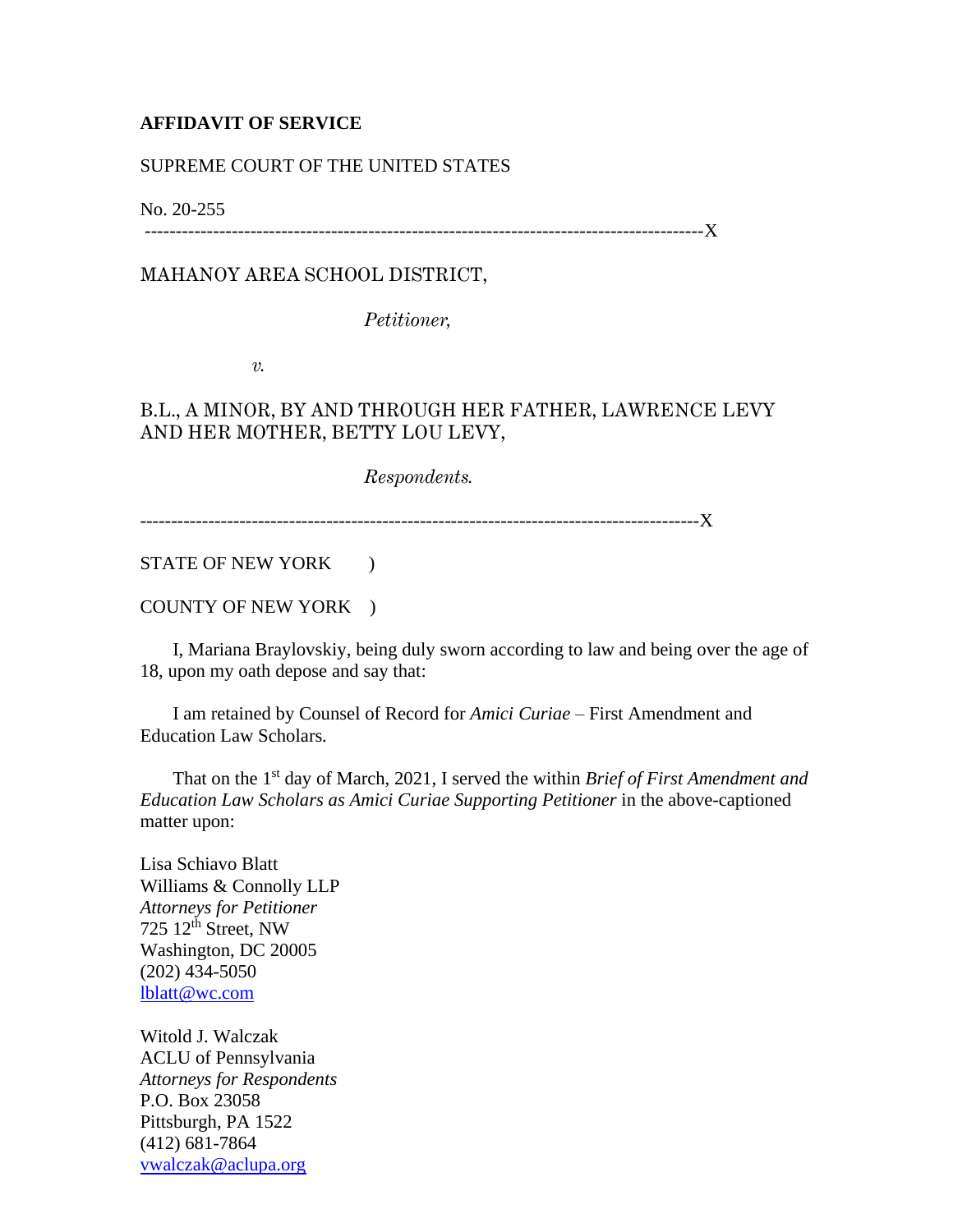**AFFIDAVIT OF SERVICE**

SUPREME COURT OF THE UNITED STATES

No. 20-255

----------------------------------------------------------------------------------------X

MAHANOY AREA SCHOOL DISTRICT,

*Petitioner,*

*v.*

B.L., A MINOR, BY AND THROUGH HER FATHER, LAWRENCE LEVY AND HER MOTHER, BETTY LOU LEVY,

*Respondents.*

----------------------------------------------------------------------------------------X

STATE OF NEW YORK )

COUNTY OF NEW YORK )

I, Mariana Braylovskiy, being duly sworn according to law and being over the age of 18, upon my oath depose and say that:

I am retained by Counsel of Record for *Amici Curiae* – First Amendment and Education Law Scholars.

That on the 1st day of March, 2021, I served the within *Brief of First Amendment and Education Law Scholars as Amici Curiae Supporting Petitioner* in the above-captioned matter upon:

Lisa Schiavo Blatt
Williams & Connolly LLP
*Attorneys for Petitioner*
725 12th Street, NW
Washington, DC 20005
(202) 434-5050
lblatt@wc.com

Witold J. Walczak
ACLU of Pennsylvania
*Attorneys for Respondents*
P.O. Box 23058
Pittsburgh, PA 1522
(412) 681-7864
vwalczak@aclupa.org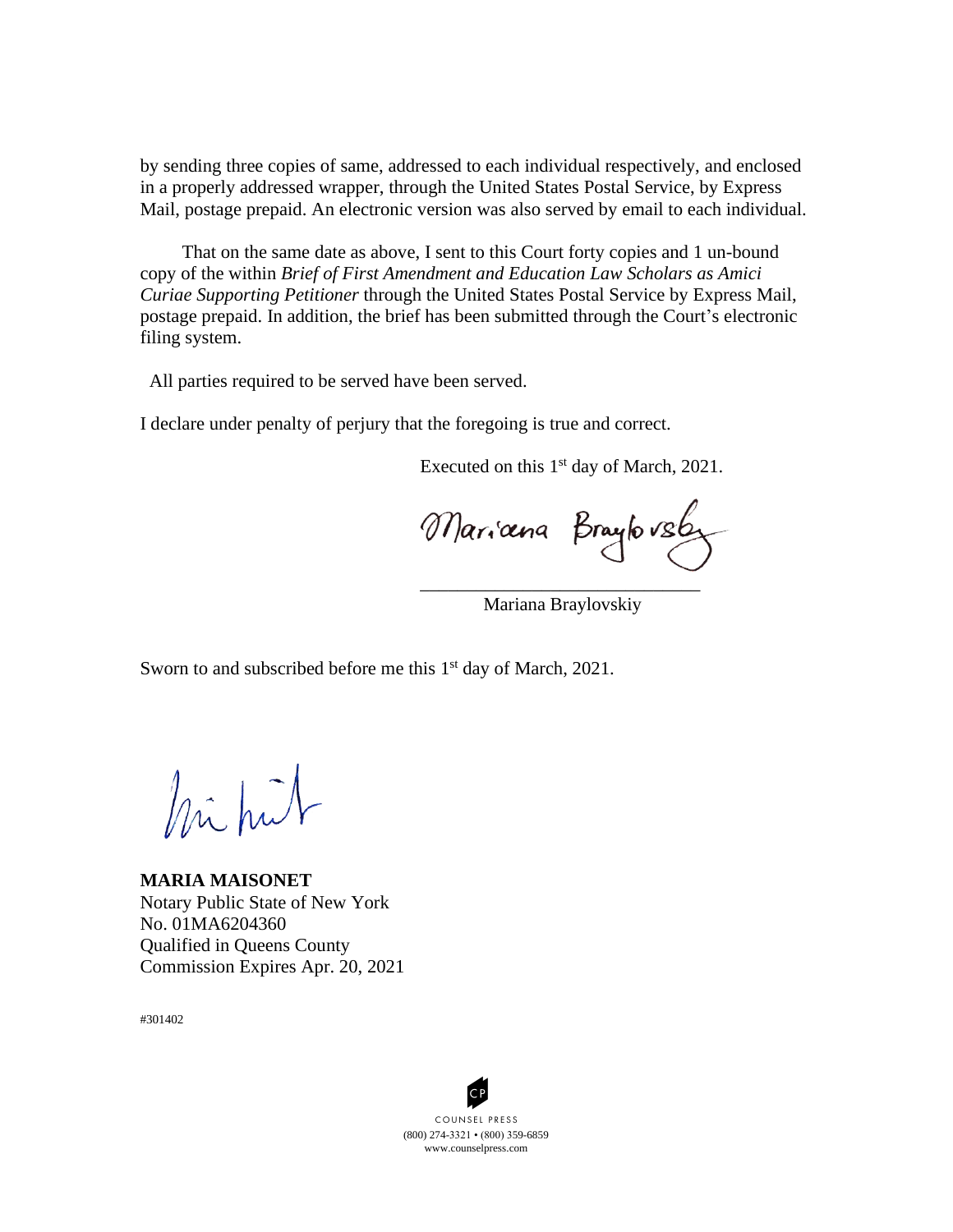by sending three copies of same, addressed to each individual respectively, and enclosed in a properly addressed wrapper, through the United States Postal Service, by Express Mail, postage prepaid. An electronic version was also served by email to each individual.

That on the same date as above, I sent to this Court forty copies and 1 un-bound copy of the within *Brief of First Amendment and Education Law Scholars as Amici Curiae Supporting Petitioner* through the United States Postal Service by Express Mail, postage prepaid. In addition, the brief has been submitted through the Court's electronic filing system.

All parties required to be served have been served.

I declare under penalty of perjury that the foregoing is true and correct.

Executed on this 1st day of March, 2021.

Mariana Braylovskiy

_______________________________

Mariana Braylovskiy

Sworn to and subscribed before me this 1st day of March, 2021.

**MARIA MAISONET**
Notary Public State of New York
No. 01MA6204360
Qualified in Queens County
Commission Expires Apr. 20, 2021

#301402

COUNSEL PRESS
(800) 274-3321 • (800) 359-6859
www.counselpress.com